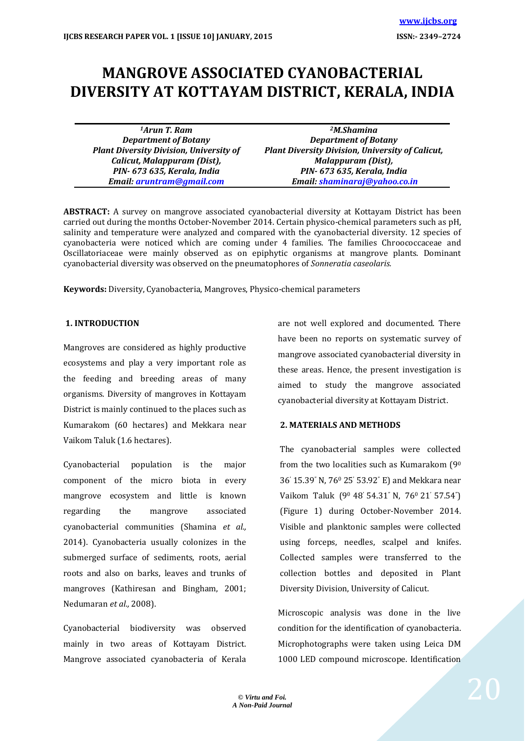# MANGROVE ASSOCIATED CYANOBACTERIAL DIVERSITY AT KOTTAYAM DISTRICT, KERALA, INDIA

| [1]Arun T. Ram | [2]M.Shamina |
|---|---|
| Department of Botany | Department of Botany |
| Plant Diversity Division, University of Calicut, Malappuram (Dist), | Plant Diversity Division, University of Calicut, Malappuram (Dist), |
| PIN- 673 635, Kerala, India | PIN- 673 635, Kerala, India |
| Email: aruntram@gmail.com | Email: shaminaraj@yahoo.co.in |

**ABSTRACT:** A survey on mangrove associated cyanobacterial diversity at Kottayam District has been carried out during the months October-November 2014. Certain physico-chemical parameters such as pH, salinity and temperature were analyzed and compared with the cyanobacterial diversity. 12 species of cyanobacteria were noticed which are coming under 4 families. The families Chroococcaceae and Oscillatoriaceae were mainly observed as on epiphytic organisms at mangrove plants. Dominant cyanobacterial diversity was observed on the pneumatophores of *Sonneratia caseolaris.*

**Keywords:** Diversity, Cyanobacteria, Mangroves, Physico-chemical parameters

## 1. INTRODUCTION

Mangroves are considered as highly productive ecosystems and play a very important role as the feeding and breeding areas of many organisms. Diversity of mangroves in Kottayam District is mainly continued to the places such as Kumarakom (60 hectares) and Mekkara near Vaikom Taluk (1.6 hectares).

Cyanobacterial population is the major component of the micro biota in every mangrove ecosystem and little is known regarding the mangrove associated cyanobacterial communities (Shamina *et al.,* 2014). Cyanobacteria usually colonizes in the submerged surface of sediments, roots, aerial roots and also on barks, leaves and trunks of mangroves (Kathiresan and Bingham, 2001; Nedumaran *et al.,* 2008).

Cyanobacterial biodiversity was observed mainly in two areas of Kottayam District. Mangrove associated cyanobacteria of Kerala are not well explored and documented. There have been no reports on systematic survey of mangrove associated cyanobacterial diversity in these areas. Hence, the present investigation is aimed to study the mangrove associated cyanobacterial diversity at Kottayam District.

## 2. MATERIALS AND METHODS

The cyanobacterial samples were collected from the two localities such as Kumarakom ($9^0$ 36′ 15.39″ N, $76^0$ 25′ 53.92″ E) and Mekkara near Vaikom Taluk ($9^0$ 48′ 54.31″ N, $76^0$ 21′ 57.54″) (Figure 1) during October-November 2014. Visible and planktonic samples were collected using forceps, needles, scalpel and knifes. Collected samples were transferred to the collection bottles and deposited in Plant Diversity Division, University of Calicut.

Microscopic analysis was done in the live condition for the identification of cyanobacteria. Microphotographs were taken using Leica DM 1000 LED compound microscope. Identification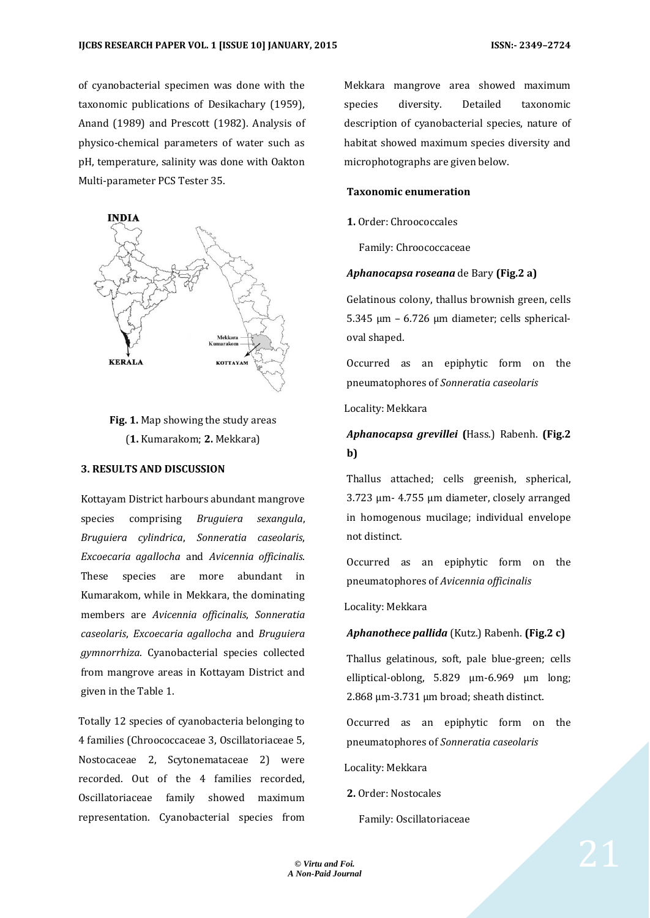of cyanobacterial specimen was done with the taxonomic publications of Desikachary (1959), Anand (1989) and Prescott (1982). Analysis of physico-chemical parameters of water such as pH, temperature, salinity was done with Oakton Multi-parameter PCS Tester 35.

**Fig. 1.** Map showing the study areas (**1.** Kumarakom; **2.** Mekkara)

## 3. RESULTS AND DISCUSSION

Kottayam District harbours abundant mangrove species comprising *Bruguiera sexangula*, *Bruguiera cylindrica*, *Sonneratia caseolaris*, *Excoecaria agallocha* and *Avicennia officinalis.* These species are more abundant in Kumarakom, while in Mekkara, the dominating members are *Avicennia officinalis*, *Sonneratia caseolaris*, *Excoecaria agallocha* and *Bruguiera gymnorrhiza*. Cyanobacterial species collected from mangrove areas in Kottayam District and given in the Table 1.

Totally 12 species of cyanobacteria belonging to 4 families (Chroococcaceae 3, Oscillatoriaceae 5, Nostocaceae 2, Scytonemataceae 2) were recorded. Out of the 4 families recorded, Oscillatoriaceae family showed maximum representation. Cyanobacterial species from Mekkara mangrove area showed maximum species diversity. Detailed taxonomic description of cyanobacterial species, nature of habitat showed maximum species diversity and microphotographs are given below.

### Taxonomic enumeration

**1.** Order: Chroococcales

Family: Chroococcaceae

***Aphanocapsa roseana*** de Bary **(Fig.2 a)**

Gelatinous colony, thallus brownish green, cells 5.345 µm – 6.726 µm diameter; cells spherical-oval shaped.

Occurred as an epiphytic form on the pneumatophores of *Sonneratia caseolaris*

Locality: Mekkara

***Aphanocapsa grevillei* (**Hass.) Rabenh. **(Fig.2 b)**

Thallus attached; cells greenish, spherical, 3.723 µm- 4.755 µm diameter, closely arranged in homogenous mucilage; individual envelope not distinct.

Occurred as an epiphytic form on the pneumatophores of *Avicennia officinalis*

Locality: Mekkara

***Aphanothece pallida*** (Kutz.) Rabenh. **(Fig.2 c)**

Thallus gelatinous, soft, pale blue-green; cells elliptical-oblong, 5.829 µm-6.969 µm long; 2.868 µm-3.731 µm broad; sheath distinct.

Occurred as an epiphytic form on the pneumatophores of *Sonneratia caseolaris*

Locality: Mekkara

**2.** Order: Nostocales

Family: Oscillatoriaceae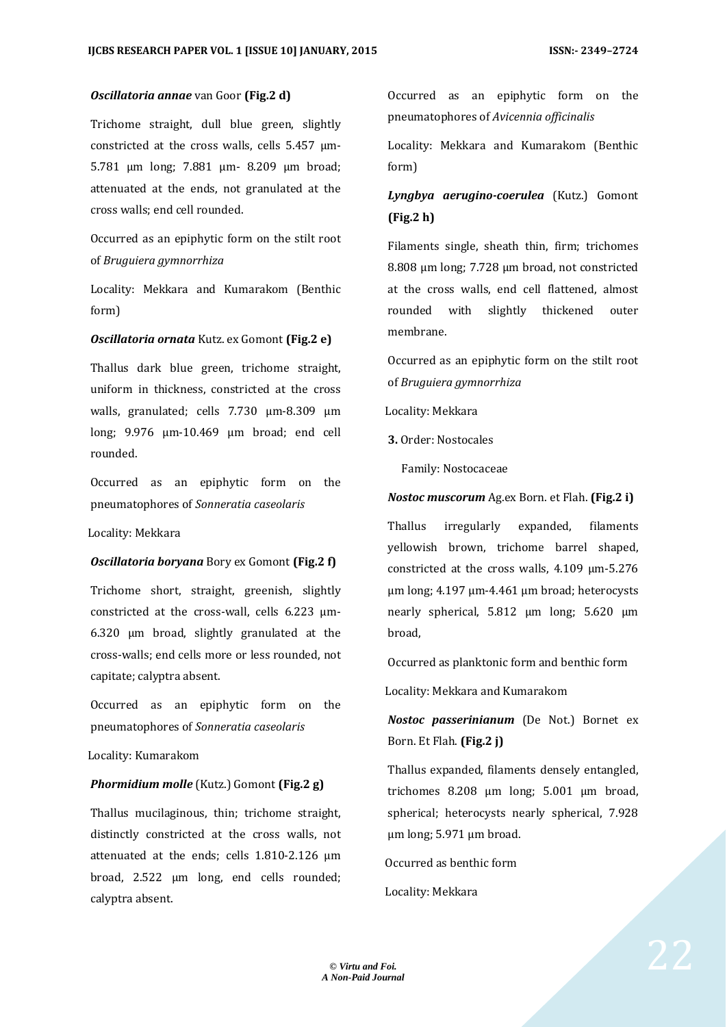***Oscillatoria annae*** van Goor **(Fig.2 d)**

Trichome straight, dull blue green, slightly constricted at the cross walls, cells 5.457 µm-5.781 µm long; 7.881 µm- 8.209 µm broad; attenuated at the ends, not granulated at the cross walls; end cell rounded.

Occurred as an epiphytic form on the stilt root of *Bruguiera gymnorrhiza*

Locality: Mekkara and Kumarakom (Benthic form)

***Oscillatoria ornata*** Kutz. ex Gomont **(Fig.2 e)**

Thallus dark blue green, trichome straight, uniform in thickness, constricted at the cross walls, granulated; cells 7.730 µm-8.309 µm long; 9.976 µm-10.469 µm broad; end cell rounded.

Occurred as an epiphytic form on the pneumatophores of *Sonneratia caseolaris*

Locality: Mekkara

***Oscillatoria boryana*** Bory ex Gomont **(Fig.2 f)**

Trichome short, straight, greenish, slightly constricted at the cross-wall, cells 6.223 µm-6.320 µm broad, slightly granulated at the cross-walls; end cells more or less rounded, not capitate; calyptra absent.

Occurred as an epiphytic form on the pneumatophores of *Sonneratia caseolaris*

Locality: Kumarakom

***Phormidium molle*** (Kutz.) Gomont **(Fig.2 g)**

Thallus mucilaginous, thin; trichome straight, distinctly constricted at the cross walls, not attenuated at the ends; cells 1.810-2.126 µm broad, 2.522 µm long, end cells rounded; calyptra absent.

Occurred as an epiphytic form on the pneumatophores of *Avicennia officinalis*

Locality: Mekkara and Kumarakom (Benthic form)

***Lyngbya aerugino-coerulea*** (Kutz.) Gomont **(Fig.2 h)**

Filaments single, sheath thin, firm; trichomes 8.808 µm long; 7.728 µm broad, not constricted at the cross walls, end cell flattened, almost rounded with slightly thickened outer membrane.

Occurred as an epiphytic form on the stilt root of *Bruguiera gymnorrhiza*

Locality: Mekkara

**3.** Order: Nostocales

Family: Nostocaceae

***Nostoc muscorum*** Ag.ex Born. et Flah. **(Fig.2 i)**

Thallus irregularly expanded, filaments yellowish brown, trichome barrel shaped, constricted at the cross walls, 4.109 µm-5.276 µm long; 4.197 µm-4.461 µm broad; heterocysts nearly spherical, 5.812 µm long; 5.620 µm broad,

Occurred as planktonic form and benthic form

Locality: Mekkara and Kumarakom

***Nostoc passerinianum*** (De Not.) Bornet ex Born. Et Flah. **(Fig.2 j)**

Thallus expanded, filaments densely entangled, trichomes 8.208 µm long; 5.001 µm broad, spherical; heterocysts nearly spherical, 7.928 µm long; 5.971 µm broad.

Occurred as benthic form

Locality: Mekkara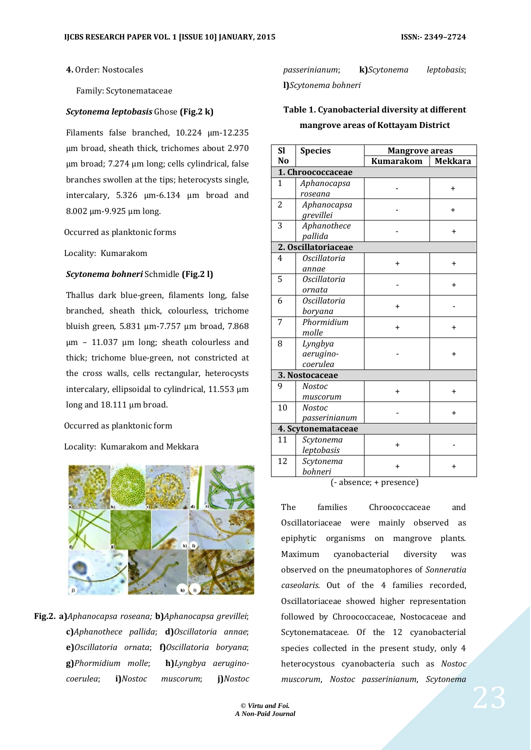**4.** Order: Nostocales

Family: Scytonemataceae

***Scytonema leptobasis*** Ghose **(Fig.2 k)**

Filaments false branched, 10.224 µm-12.235 µm broad, sheath thick, trichomes about 2.970 µm broad; 7.274 µm long; cells cylindrical, false branches swollen at the tips; heterocysts single, intercalary, 5.326 µm-6.134 µm broad and 8.002 µm-9.925 µm long.

Occurred as planktonic forms

Locality: Kumarakom

***Scytonema bohneri*** Schmidle **(Fig.2 l)**

Thallus dark blue-green, filaments long, false branched, sheath thick, colourless, trichome bluish green, 5.831 µm-7.757 µm broad, 7.868 µm – 11.037 µm long; sheath colourless and thick; trichome blue-green, not constricted at the cross walls, cells rectangular, heterocysts intercalary, ellipsoidal to cylindrical, 11.553 µm long and 18.111 µm broad.

Occurred as planktonic form

Locality: Kumarakom and Mekkara

**Fig.2. a)***Aphanocapsa roseana;* **b)***Aphanocapsa grevillei*; **c)***Aphanothece pallida*; **d)***Oscillatoria annae*; **e)***Oscillatoria ornata*; **f)***Oscillatoria boryana*; **g)***Phormidium molle*; **h)***Lyngbya aerugino-coerulea*; **i)***Nostoc muscorum*; **j)***Nostoc passerinianum*; **k)***Scytonema leptobasis*; **l)***Scytonema bohneri*

**Table 1. Cyanobacterial diversity at different mangrove areas of Kottayam District**

| Sl No | Species | Mangrove areas | |
|---|---|---|---|
| | | Kumarakom | Mekkara |
| **1. Chroococcaceae** | | | |
| 1 | *Aphanocapsa roseana* | - | + |
| 2 | *Aphanocapsa grevillei* | - | + |
| 3 | *Aphanothece pallida* | - | + |
| **2. Oscillatoriaceae** | | | |
| 4 | *Oscillatoria annae* | + | + |
| 5 | *Oscillatoria ornata* | - | + |
| 6 | *Oscillatoria boryana* | + | - |
| 7 | *Phormidium molle* | + | + |
| 8 | *Lyngbya aerugino-coerulea* | - | + |
| **3. Nostocaceae** | | | |
| 9 | *Nostoc muscorum* | + | + |
| 10 | *Nostoc passerinianum* | - | + |
| **4. Scytonemataceae** | | | |
| 11 | *Scytonema leptobasis* | + | - |
| 12 | *Scytonema bohneri* | + | + |

(- absence; + presence)

The families Chroococcaceae and Oscillatoriaceae were mainly observed as epiphytic organisms on mangrove plants. Maximum cyanobacterial diversity was observed on the pneumatophores of *Sonneratia caseolaris.* Out of the 4 families recorded, Oscillatoriaceae showed higher representation followed by Chroococcaceae, Nostocaceae and Scytonemataceae. Of the 12 cyanobacterial species collected in the present study, only 4 heterocystous cyanobacteria such as *Nostoc muscorum*, *Nostoc passerinianum*, *Scytonema*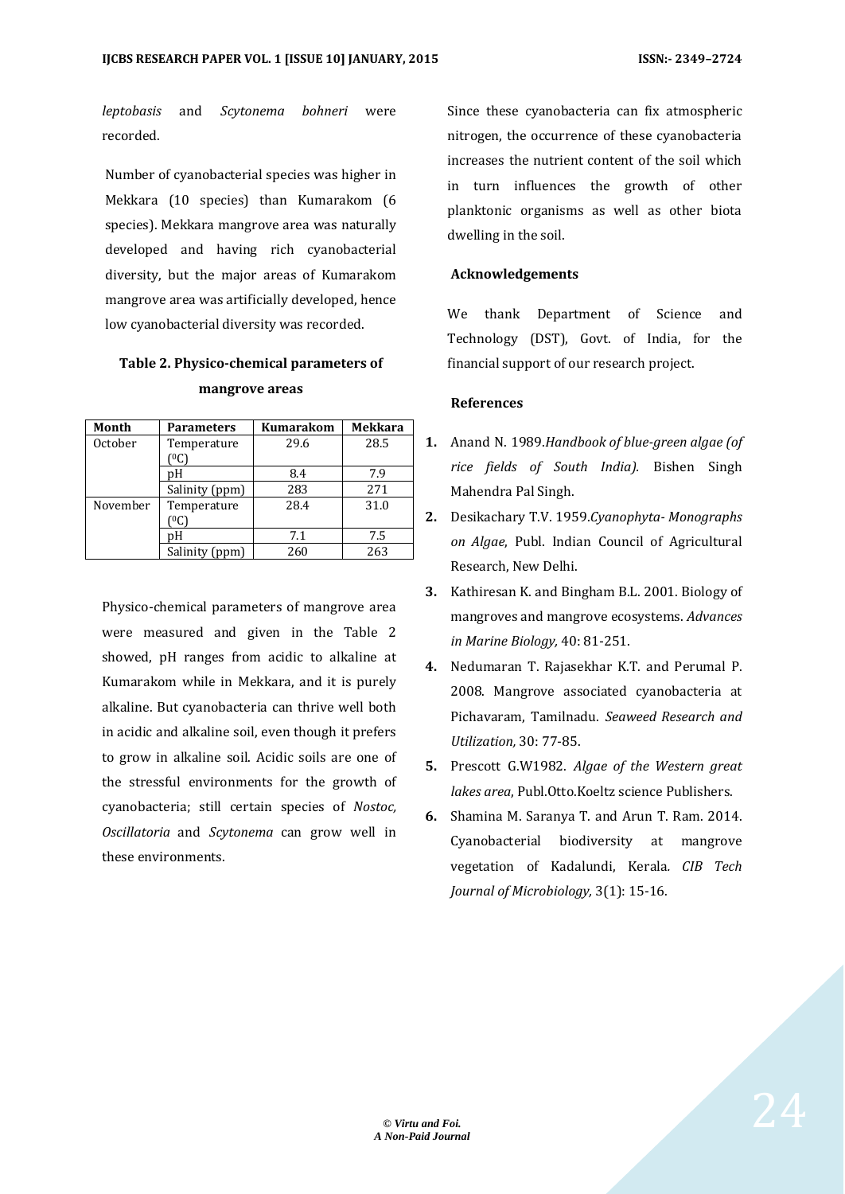*leptobasis* and *Scytonema bohneri* were recorded.

Number of cyanobacterial species was higher in Mekkara (10 species) than Kumarakom (6 species). Mekkara mangrove area was naturally developed and having rich cyanobacterial diversity, but the major areas of Kumarakom mangrove area was artificially developed, hence low cyanobacterial diversity was recorded.

**Table 2. Physico-chemical parameters of mangrove areas**

| Month | Parameters | Kumarakom | Mekkara |
|---|---|---|---|
| October | Temperature ($^0$C) | 29.6 | 28.5 |
| | pH | 8.4 | 7.9 |
| | Salinity (ppm) | 283 | 271 |
| November | Temperature ($^0$C) | 28.4 | 31.0 |
| | pH | 7.1 | 7.5 |
| | Salinity (ppm) | 260 | 263 |

Physico-chemical parameters of mangrove area were measured and given in the Table 2 showed, pH ranges from acidic to alkaline at Kumarakom while in Mekkara, and it is purely alkaline. But cyanobacteria can thrive well both in acidic and alkaline soil, even though it prefers to grow in alkaline soil. Acidic soils are one of the stressful environments for the growth of cyanobacteria; still certain species of *Nostoc, Oscillatoria* and *Scytonema* can grow well in these environments.

Since these cyanobacteria can fix atmospheric nitrogen, the occurrence of these cyanobacteria increases the nutrient content of the soil which in turn influences the growth of other planktonic organisms as well as other biota dwelling in the soil.

## Acknowledgements

We thank Department of Science and Technology (DST), Govt. of India, for the financial support of our research project.

## References

1. Anand N. 1989.*Handbook of blue-green algae (of rice fields of South India).* Bishen Singh Mahendra Pal Singh.
2. Desikachary T.V. 1959.*Cyanophyta- Monographs on Algae*, Publ. Indian Council of Agricultural Research, New Delhi.
3. Kathiresan K. and Bingham B.L. 2001. Biology of mangroves and mangrove ecosystems. *Advances in Marine Biology,* 40: 81-251.
4. Nedumaran T. Rajasekhar K.T. and Perumal P. 2008. Mangrove associated cyanobacteria at Pichavaram, Tamilnadu. *Seaweed Research and Utilization,* 30: 77-85.
5. Prescott G.W1982. *Algae of the Western great lakes area*, Publ.Otto.Koeltz science Publishers.
6. Shamina M. Saranya T. and Arun T. Ram. 2014. Cyanobacterial biodiversity at mangrove vegetation of Kadalundi, Kerala. *CIB Tech Journal of Microbiology,* 3(1): 15-16.